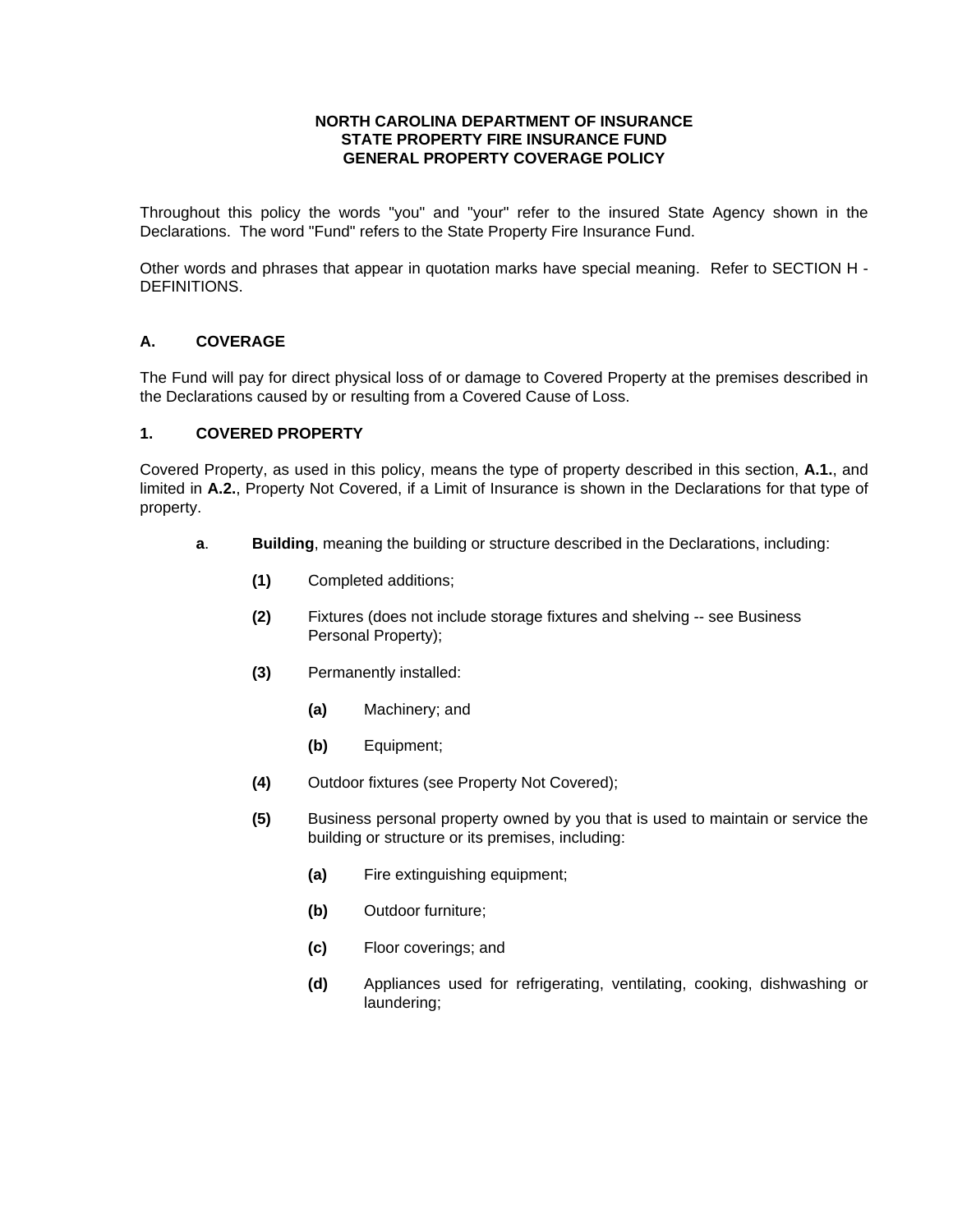**NORTH CAROLINA DEPARTMENT OF INSURANCE**
**STATE PROPERTY FIRE INSURANCE FUND**
**GENERAL PROPERTY COVERAGE POLICY**

Throughout this policy the words "you" and "your" refer to the insured State Agency shown in the Declarations. The word "Fund" refers to the State Property Fire Insurance Fund.

Other words and phrases that appear in quotation marks have special meaning. Refer to SECTION H - DEFINITIONS.

## A. COVERAGE

The Fund will pay for direct physical loss of or damage to Covered Property at the premises described in the Declarations caused by or resulting from a Covered Cause of Loss.

### 1. COVERED PROPERTY

Covered Property, as used in this policy, means the type of property described in this section, **A.1.**, and limited in **A.2.**, Property Not Covered, if a Limit of Insurance is shown in the Declarations for that type of property.

**a**. **Building**, meaning the building or structure described in the Declarations, including:

- **(1)** Completed additions;
- **(2)** Fixtures (does not include storage fixtures and shelving -- see Business Personal Property);
- **(3)** Permanently installed:
  - **(a)** Machinery; and
  - **(b)** Equipment;
- **(4)** Outdoor fixtures (see Property Not Covered);
- **(5)** Business personal property owned by you that is used to maintain or service the building or structure or its premises, including:
  - **(a)** Fire extinguishing equipment;
  - **(b)** Outdoor furniture;
  - **(c)** Floor coverings; and
  - **(d)** Appliances used for refrigerating, ventilating, cooking, dishwashing or laundering;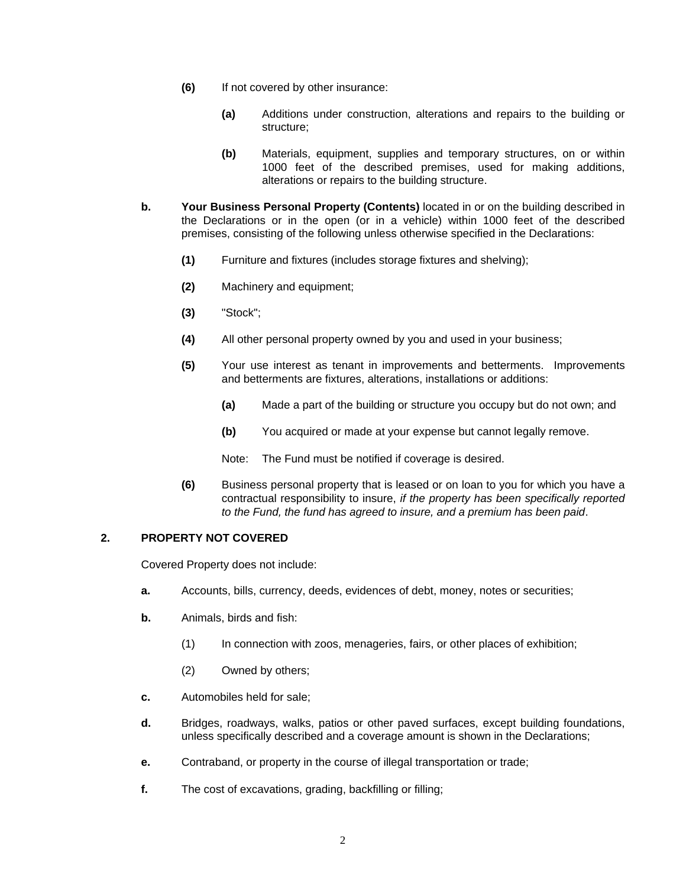**(6)** If not covered by other insurance:

**(a)** Additions under construction, alterations and repairs to the building or structure;

**(b)** Materials, equipment, supplies and temporary structures, on or within 1000 feet of the described premises, used for making additions, alterations or repairs to the building structure.

**b.** **Your Business Personal Property (Contents)** located in or on the building described in the Declarations or in the open (or in a vehicle) within 1000 feet of the described premises, consisting of the following unless otherwise specified in the Declarations:

**(1)** Furniture and fixtures (includes storage fixtures and shelving);

**(2)** Machinery and equipment;

**(3)** "Stock";

**(4)** All other personal property owned by you and used in your business;

**(5)** Your use interest as tenant in improvements and betterments. Improvements and betterments are fixtures, alterations, installations or additions:

**(a)** Made a part of the building or structure you occupy but do not own; and

**(b)** You acquired or made at your expense but cannot legally remove.

Note: The Fund must be notified if coverage is desired.

**(6)** Business personal property that is leased or on loan to you for which you have a contractual responsibility to insure, *if the property has been specifically reported to the Fund, the fund has agreed to insure, and a premium has been paid*.

**2. PROPERTY NOT COVERED**

Covered Property does not include:

**a.** Accounts, bills, currency, deeds, evidences of debt, money, notes or securities;

**b.** Animals, birds and fish:

(1) In connection with zoos, menageries, fairs, or other places of exhibition;

(2) Owned by others;

**c.** Automobiles held for sale;

**d.** Bridges, roadways, walks, patios or other paved surfaces, except building foundations, unless specifically described and a coverage amount is shown in the Declarations;

**e.** Contraband, or property in the course of illegal transportation or trade;

**f.** The cost of excavations, grading, backfilling or filling;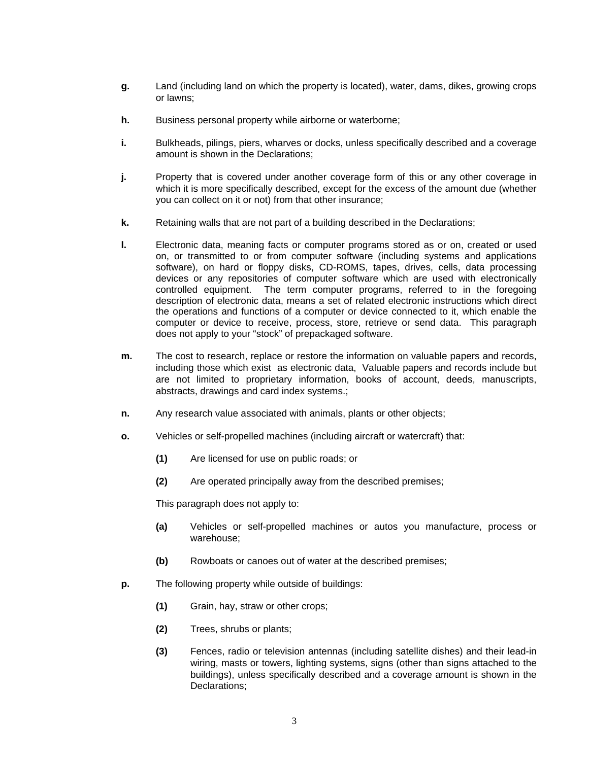**g.** Land (including land on which the property is located), water, dams, dikes, growing crops or lawns;

**h.** Business personal property while airborne or waterborne;

**i.** Bulkheads, pilings, piers, wharves or docks, unless specifically described and a coverage amount is shown in the Declarations;

**j.** Property that is covered under another coverage form of this or any other coverage in which it is more specifically described, except for the excess of the amount due (whether you can collect on it or not) from that other insurance;

**k.** Retaining walls that are not part of a building described in the Declarations;

**l.** Electronic data, meaning facts or computer programs stored as or on, created or used on, or transmitted to or from computer software (including systems and applications software), on hard or floppy disks, CD-ROMS, tapes, drives, cells, data processing devices or any repositories of computer software which are used with electronically controlled equipment. The term computer programs, referred to in the foregoing description of electronic data, means a set of related electronic instructions which direct the operations and functions of a computer or device connected to it, which enable the computer or device to receive, process, store, retrieve or send data. This paragraph does not apply to your "stock" of prepackaged software.

**m.** The cost to research, replace or restore the information on valuable papers and records, including those which exist as electronic data, Valuable papers and records include but are not limited to proprietary information, books of account, deeds, manuscripts, abstracts, drawings and card index systems.;

**n.** Any research value associated with animals, plants or other objects;

**o.** Vehicles or self-propelled machines (including aircraft or watercraft) that:

**(1)** Are licensed for use on public roads; or

**(2)** Are operated principally away from the described premises;

This paragraph does not apply to:

**(a)** Vehicles or self-propelled machines or autos you manufacture, process or warehouse;

**(b)** Rowboats or canoes out of water at the described premises;

**p.** The following property while outside of buildings:

**(1)** Grain, hay, straw or other crops;

**(2)** Trees, shrubs or plants;

**(3)** Fences, radio or television antennas (including satellite dishes) and their lead-in wiring, masts or towers, lighting systems, signs (other than signs attached to the buildings), unless specifically described and a coverage amount is shown in the Declarations;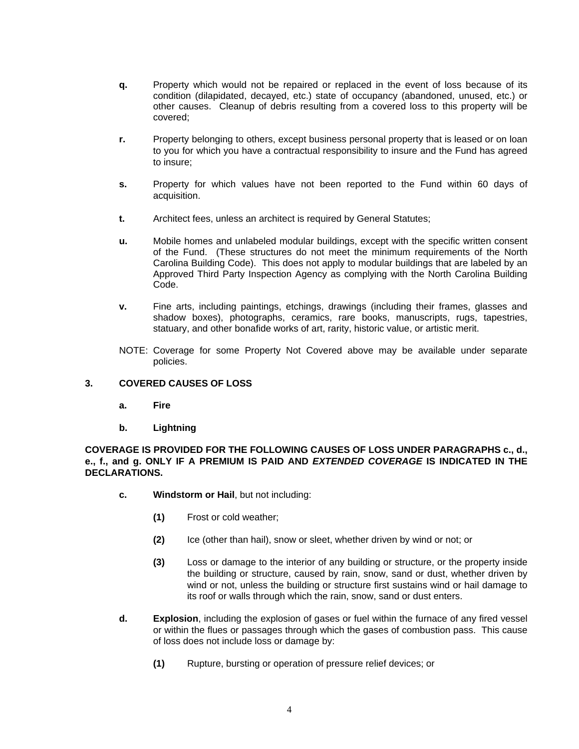**q.** Property which would not be repaired or replaced in the event of loss because of its condition (dilapidated, decayed, etc.) state of occupancy (abandoned, unused, etc.) or other causes. Cleanup of debris resulting from a covered loss to this property will be covered;

**r.** Property belonging to others, except business personal property that is leased or on loan to you for which you have a contractual responsibility to insure and the Fund has agreed to insure;

**s.** Property for which values have not been reported to the Fund within 60 days of acquisition.

**t.** Architect fees, unless an architect is required by General Statutes;

**u.** Mobile homes and unlabeled modular buildings, except with the specific written consent of the Fund. (These structures do not meet the minimum requirements of the North Carolina Building Code). This does not apply to modular buildings that are labeled by an Approved Third Party Inspection Agency as complying with the North Carolina Building Code.

**v.** Fine arts, including paintings, etchings, drawings (including their frames, glasses and shadow boxes), photographs, ceramics, rare books, manuscripts, rugs, tapestries, statuary, and other bonafide works of art, rarity, historic value, or artistic merit.

NOTE: Coverage for some Property Not Covered above may be available under separate policies.

**3. COVERED CAUSES OF LOSS**

**a. Fire**

**b. Lightning**

**COVERAGE IS PROVIDED FOR THE FOLLOWING CAUSES OF LOSS UNDER PARAGRAPHS c., d., e., f., and g. ONLY IF A PREMIUM IS PAID AND *EXTENDED COVERAGE* IS INDICATED IN THE DECLARATIONS.**

**c. Windstorm or Hail**, but not including:

**(1)** Frost or cold weather;

**(2)** Ice (other than hail), snow or sleet, whether driven by wind or not; or

**(3)** Loss or damage to the interior of any building or structure, or the property inside the building or structure, caused by rain, snow, sand or dust, whether driven by wind or not, unless the building or structure first sustains wind or hail damage to its roof or walls through which the rain, snow, sand or dust enters.

**d. Explosion**, including the explosion of gases or fuel within the furnace of any fired vessel or within the flues or passages through which the gases of combustion pass. This cause of loss does not include loss or damage by:

**(1)** Rupture, bursting or operation of pressure relief devices; or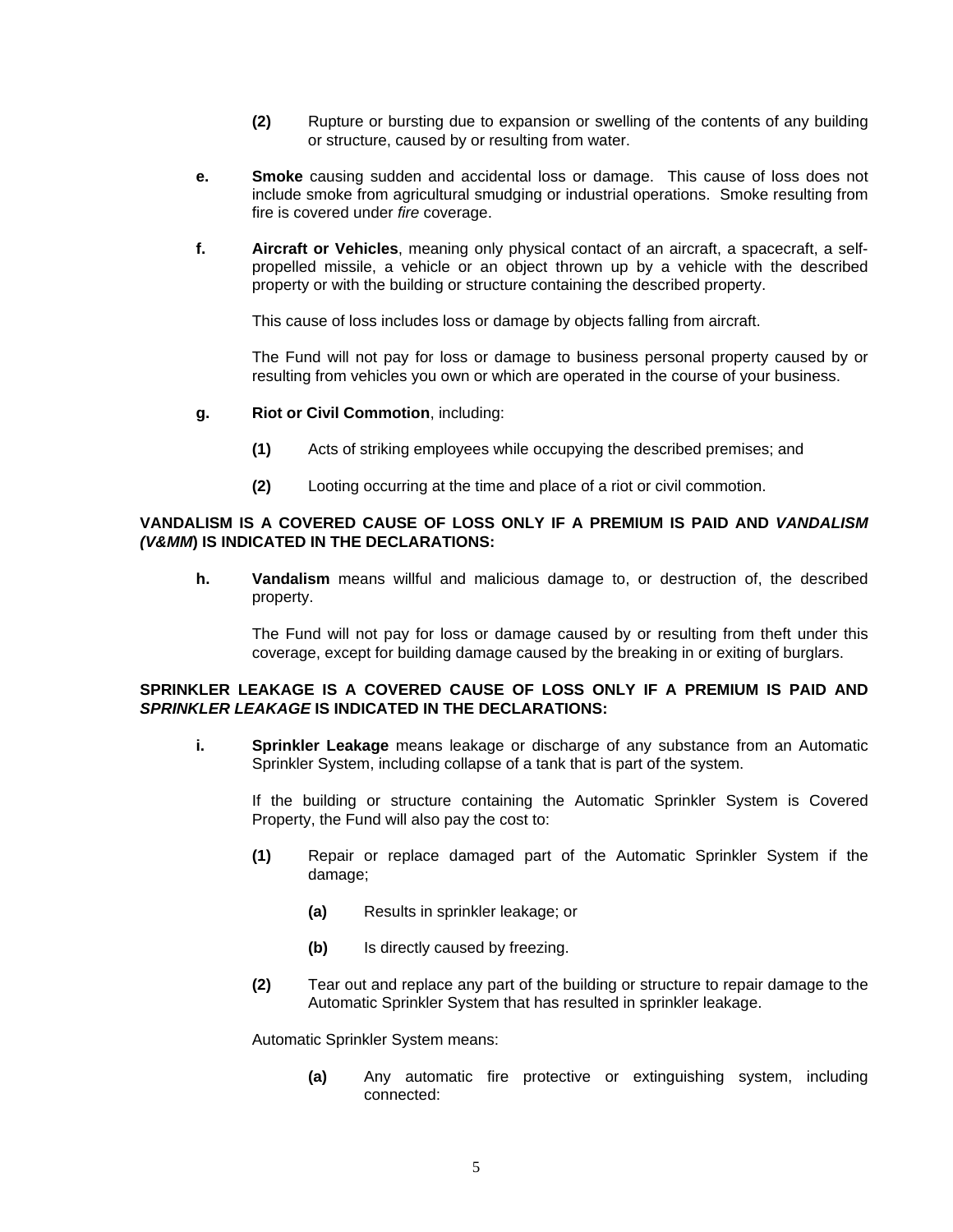**(2)** Rupture or bursting due to expansion or swelling of the contents of any building or structure, caused by or resulting from water.

**e.** **Smoke** causing sudden and accidental loss or damage. This cause of loss does not include smoke from agricultural smudging or industrial operations. Smoke resulting from fire is covered under *fire* coverage.

**f.** **Aircraft or Vehicles**, meaning only physical contact of an aircraft, a spacecraft, a self-propelled missile, a vehicle or an object thrown up by a vehicle with the described property or with the building or structure containing the described property.

This cause of loss includes loss or damage by objects falling from aircraft.

The Fund will not pay for loss or damage to business personal property caused by or resulting from vehicles you own or which are operated in the course of your business.

**g.** **Riot or Civil Commotion**, including:

**(1)** Acts of striking employees while occupying the described premises; and

**(2)** Looting occurring at the time and place of a riot or civil commotion.

**VANDALISM IS A COVERED CAUSE OF LOSS ONLY IF A PREMIUM IS PAID AND *VANDALISM (V&MM)* IS INDICATED IN THE DECLARATIONS:**

**h.** **Vandalism** means willful and malicious damage to, or destruction of, the described property.

The Fund will not pay for loss or damage caused by or resulting from theft under this coverage, except for building damage caused by the breaking in or exiting of burglars.

**SPRINKLER LEAKAGE IS A COVERED CAUSE OF LOSS ONLY IF A PREMIUM IS PAID AND *SPRINKLER LEAKAGE* IS INDICATED IN THE DECLARATIONS:**

**i.** **Sprinkler Leakage** means leakage or discharge of any substance from an Automatic Sprinkler System, including collapse of a tank that is part of the system.

If the building or structure containing the Automatic Sprinkler System is Covered Property, the Fund will also pay the cost to:

**(1)** Repair or replace damaged part of the Automatic Sprinkler System if the damage;

**(a)** Results in sprinkler leakage; or

**(b)** Is directly caused by freezing.

**(2)** Tear out and replace any part of the building or structure to repair damage to the Automatic Sprinkler System that has resulted in sprinkler leakage.

Automatic Sprinkler System means:

**(a)** Any automatic fire protective or extinguishing system, including connected: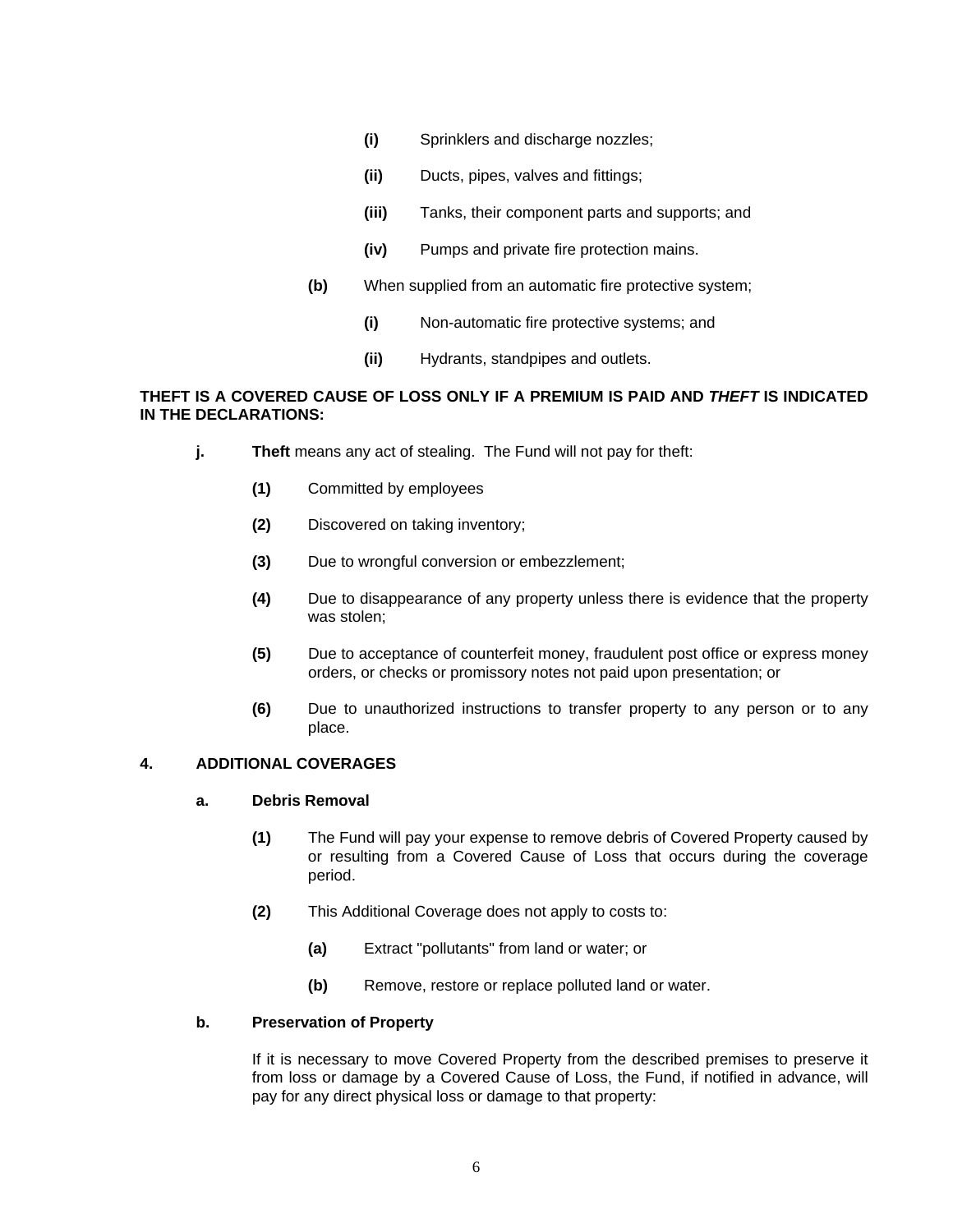- **(i)** Sprinklers and discharge nozzles;
- **(ii)** Ducts, pipes, valves and fittings;
- **(iii)** Tanks, their component parts and supports; and
- **(iv)** Pumps and private fire protection mains.

**(b)** When supplied from an automatic fire protective system;

- **(i)** Non-automatic fire protective systems; and
- **(ii)** Hydrants, standpipes and outlets.

**THEFT IS A COVERED CAUSE OF LOSS ONLY IF A PREMIUM IS PAID AND *THEFT* IS INDICATED IN THE DECLARATIONS:**

**j. Theft** means any act of stealing. The Fund will not pay for theft:

- **(1)** Committed by employees
- **(2)** Discovered on taking inventory;
- **(3)** Due to wrongful conversion or embezzlement;
- **(4)** Due to disappearance of any property unless there is evidence that the property was stolen;
- **(5)** Due to acceptance of counterfeit money, fraudulent post office or express money orders, or checks or promissory notes not paid upon presentation; or
- **(6)** Due to unauthorized instructions to transfer property to any person or to any place.

## 4. ADDITIONAL COVERAGES

### a. Debris Removal

**(1)** The Fund will pay your expense to remove debris of Covered Property caused by or resulting from a Covered Cause of Loss that occurs during the coverage period.

**(2)** This Additional Coverage does not apply to costs to:

- **(a)** Extract "pollutants" from land or water; or
- **(b)** Remove, restore or replace polluted land or water.

### b. Preservation of Property

If it is necessary to move Covered Property from the described premises to preserve it from loss or damage by a Covered Cause of Loss, the Fund, if notified in advance, will pay for any direct physical loss or damage to that property: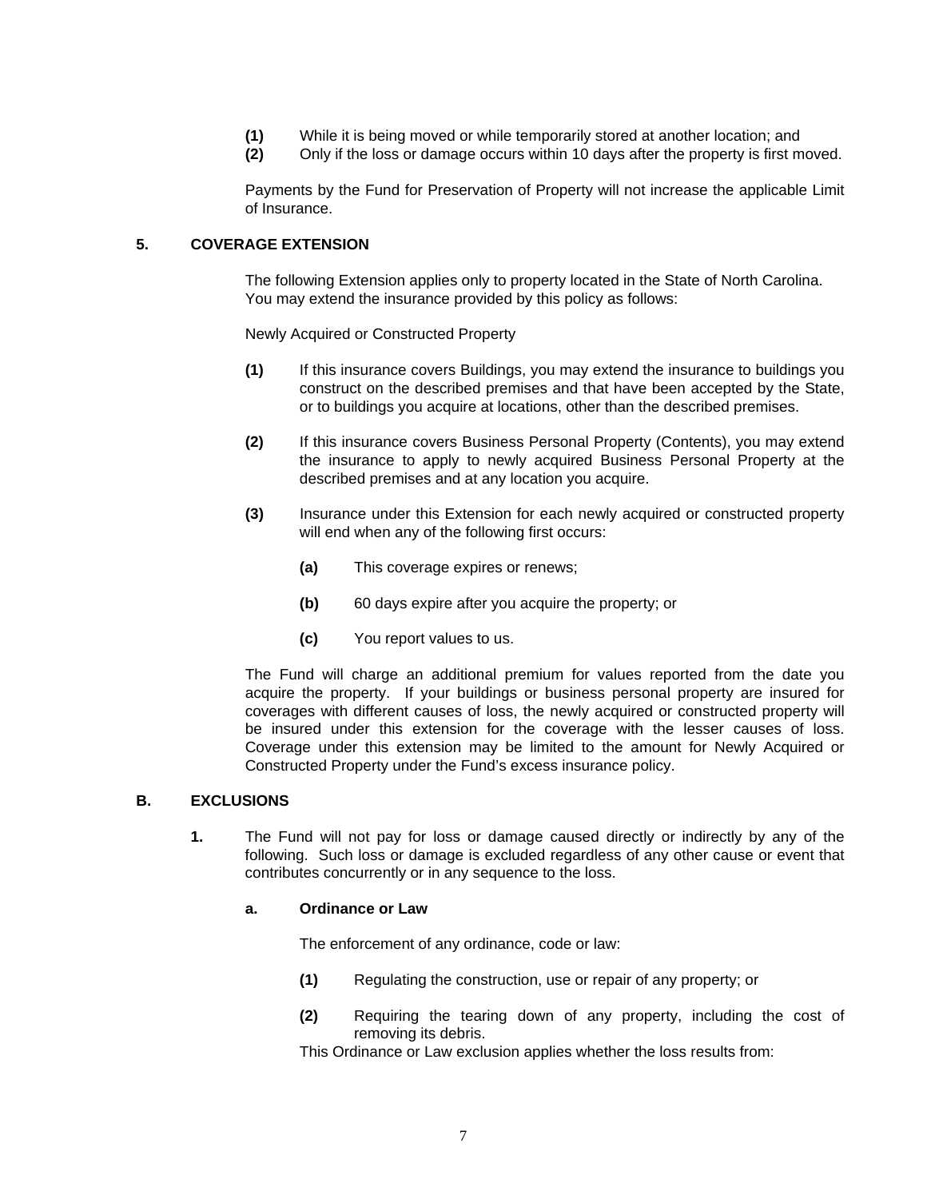**(1)** While it is being moved or while temporarily stored at another location; and

**(2)** Only if the loss or damage occurs within 10 days after the property is first moved.

Payments by the Fund for Preservation of Property will not increase the applicable Limit of Insurance.

### 5. COVERAGE EXTENSION

The following Extension applies only to property located in the State of North Carolina. You may extend the insurance provided by this policy as follows:

Newly Acquired or Constructed Property

**(1)** If this insurance covers Buildings, you may extend the insurance to buildings you construct on the described premises and that have been accepted by the State, or to buildings you acquire at locations, other than the described premises.

**(2)** If this insurance covers Business Personal Property (Contents), you may extend the insurance to apply to newly acquired Business Personal Property at the described premises and at any location you acquire.

**(3)** Insurance under this Extension for each newly acquired or constructed property will end when any of the following first occurs:

- **(a)** This coverage expires or renews;
- **(b)** 60 days expire after you acquire the property; or
- **(c)** You report values to us.

The Fund will charge an additional premium for values reported from the date you acquire the property. If your buildings or business personal property are insured for coverages with different causes of loss, the newly acquired or constructed property will be insured under this extension for the coverage with the lesser causes of loss. Coverage under this extension may be limited to the amount for Newly Acquired or Constructed Property under the Fund's excess insurance policy.

## B. EXCLUSIONS

**1.** The Fund will not pay for loss or damage caused directly or indirectly by any of the following. Such loss or damage is excluded regardless of any other cause or event that contributes concurrently or in any sequence to the loss.

**a. Ordinance or Law**

The enforcement of any ordinance, code or law:

**(1)** Regulating the construction, use or repair of any property; or

**(2)** Requiring the tearing down of any property, including the cost of removing its debris.

This Ordinance or Law exclusion applies whether the loss results from: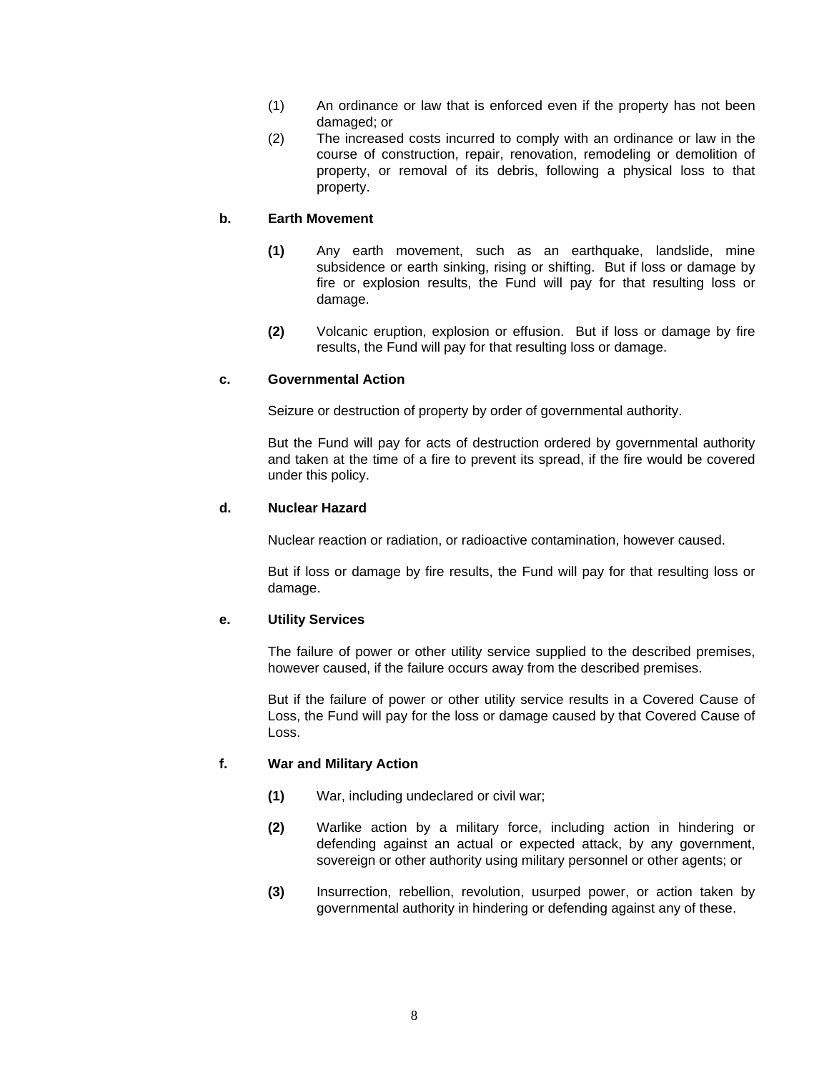(1) An ordinance or law that is enforced even if the property has not been damaged; or

(2) The increased costs incurred to comply with an ordinance or law in the course of construction, repair, renovation, remodeling or demolition of property, or removal of its debris, following a physical loss to that property.

**b. Earth Movement**

**(1)** Any earth movement, such as an earthquake, landslide, mine subsidence or earth sinking, rising or shifting. But if loss or damage by fire or explosion results, the Fund will pay for that resulting loss or damage.

**(2)** Volcanic eruption, explosion or effusion. But if loss or damage by fire results, the Fund will pay for that resulting loss or damage.

**c. Governmental Action**

Seizure or destruction of property by order of governmental authority.

But the Fund will pay for acts of destruction ordered by governmental authority and taken at the time of a fire to prevent its spread, if the fire would be covered under this policy.

**d. Nuclear Hazard**

Nuclear reaction or radiation, or radioactive contamination, however caused.

But if loss or damage by fire results, the Fund will pay for that resulting loss or damage.

**e. Utility Services**

The failure of power or other utility service supplied to the described premises, however caused, if the failure occurs away from the described premises.

But if the failure of power or other utility service results in a Covered Cause of Loss, the Fund will pay for the loss or damage caused by that Covered Cause of Loss.

**f. War and Military Action**

**(1)** War, including undeclared or civil war;

**(2)** Warlike action by a military force, including action in hindering or defending against an actual or expected attack, by any government, sovereign or other authority using military personnel or other agents; or

**(3)** Insurrection, rebellion, revolution, usurped power, or action taken by governmental authority in hindering or defending against any of these.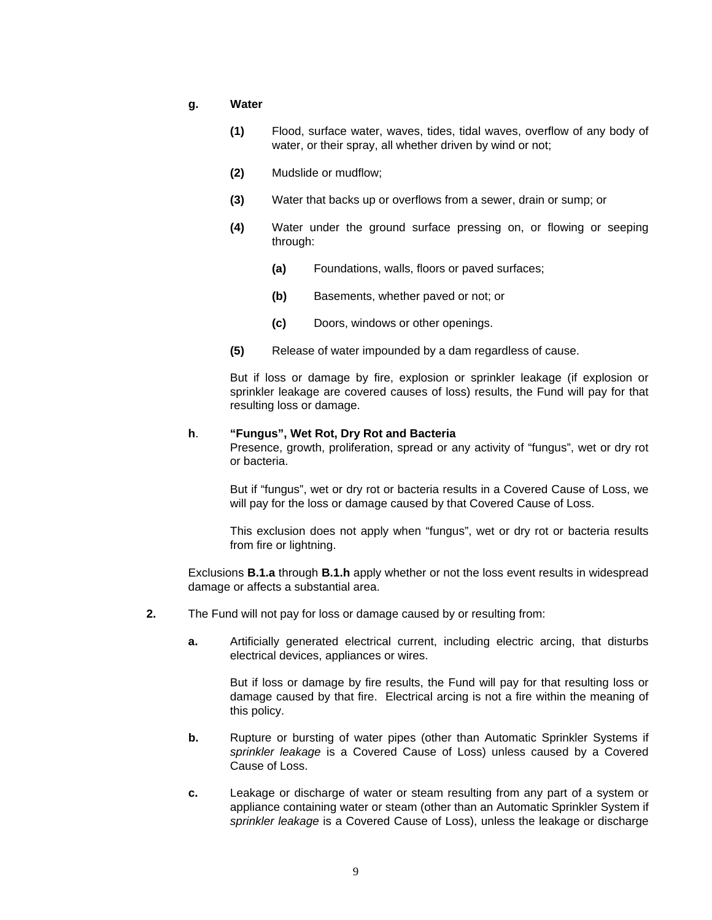**g.** **Water**

**(1)** Flood, surface water, waves, tides, tidal waves, overflow of any body of water, or their spray, all whether driven by wind or not;

**(2)** Mudslide or mudflow;

**(3)** Water that backs up or overflows from a sewer, drain or sump; or

**(4)** Water under the ground surface pressing on, or flowing or seeping through:

**(a)** Foundations, walls, floors or paved surfaces;

**(b)** Basements, whether paved or not; or

**(c)** Doors, windows or other openings.

**(5)** Release of water impounded by a dam regardless of cause.

But if loss or damage by fire, explosion or sprinkler leakage (if explosion or sprinkler leakage are covered causes of loss) results, the Fund will pay for that resulting loss or damage.

**h**. **"Fungus", Wet Rot, Dry Rot and Bacteria**
Presence, growth, proliferation, spread or any activity of "fungus", wet or dry rot or bacteria.

But if "fungus", wet or dry rot or bacteria results in a Covered Cause of Loss, we will pay for the loss or damage caused by that Covered Cause of Loss.

This exclusion does not apply when "fungus", wet or dry rot or bacteria results from fire or lightning.

Exclusions **B.1.a** through **B.1.h** apply whether or not the loss event results in widespread damage or affects a substantial area.

**2.** The Fund will not pay for loss or damage caused by or resulting from:

**a.** Artificially generated electrical current, including electric arcing, that disturbs electrical devices, appliances or wires.

But if loss or damage by fire results, the Fund will pay for that resulting loss or damage caused by that fire. Electrical arcing is not a fire within the meaning of this policy.

**b.** Rupture or bursting of water pipes (other than Automatic Sprinkler Systems if *sprinkler leakage* is a Covered Cause of Loss) unless caused by a Covered Cause of Loss.

**c.** Leakage or discharge of water or steam resulting from any part of a system or appliance containing water or steam (other than an Automatic Sprinkler System if *sprinkler leakage* is a Covered Cause of Loss), unless the leakage or discharge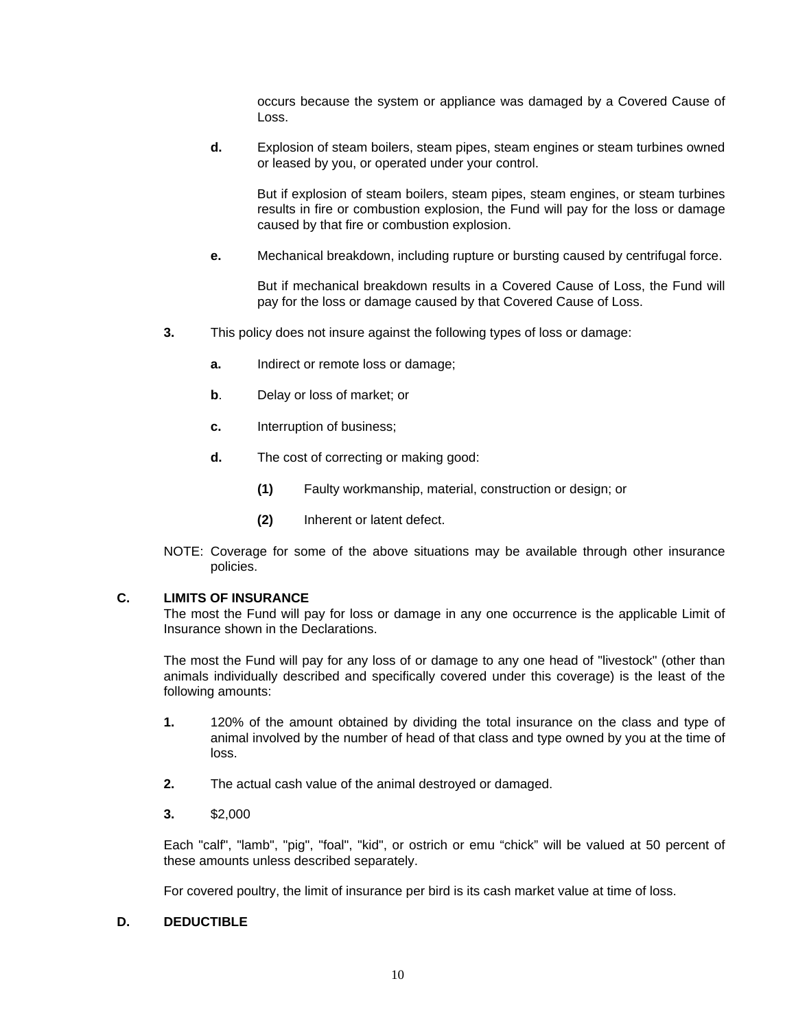occurs because the system or appliance was damaged by a Covered Cause of Loss.

**d.** Explosion of steam boilers, steam pipes, steam engines or steam turbines owned or leased by you, or operated under your control.

But if explosion of steam boilers, steam pipes, steam engines, or steam turbines results in fire or combustion explosion, the Fund will pay for the loss or damage caused by that fire or combustion explosion.

**e.** Mechanical breakdown, including rupture or bursting caused by centrifugal force.

But if mechanical breakdown results in a Covered Cause of Loss, the Fund will pay for the loss or damage caused by that Covered Cause of Loss.

**3.** This policy does not insure against the following types of loss or damage:

**a.** Indirect or remote loss or damage;

**b**. Delay or loss of market; or

**c.** Interruption of business;

**d.** The cost of correcting or making good:

**(1)** Faulty workmanship, material, construction or design; or

**(2)** Inherent or latent defect.

NOTE: Coverage for some of the above situations may be available through other insurance policies.

## C. LIMITS OF INSURANCE

The most the Fund will pay for loss or damage in any one occurrence is the applicable Limit of Insurance shown in the Declarations.

The most the Fund will pay for any loss of or damage to any one head of "livestock" (other than animals individually described and specifically covered under this coverage) is the least of the following amounts:

**1.** 120% of the amount obtained by dividing the total insurance on the class and type of animal involved by the number of head of that class and type owned by you at the time of loss.

**2.** The actual cash value of the animal destroyed or damaged.

**3.** $2,000

Each "calf", "lamb", "pig", "foal", "kid", or ostrich or emu “chick” will be valued at 50 percent of these amounts unless described separately.

For covered poultry, the limit of insurance per bird is its cash market value at time of loss.

## D. DEDUCTIBLE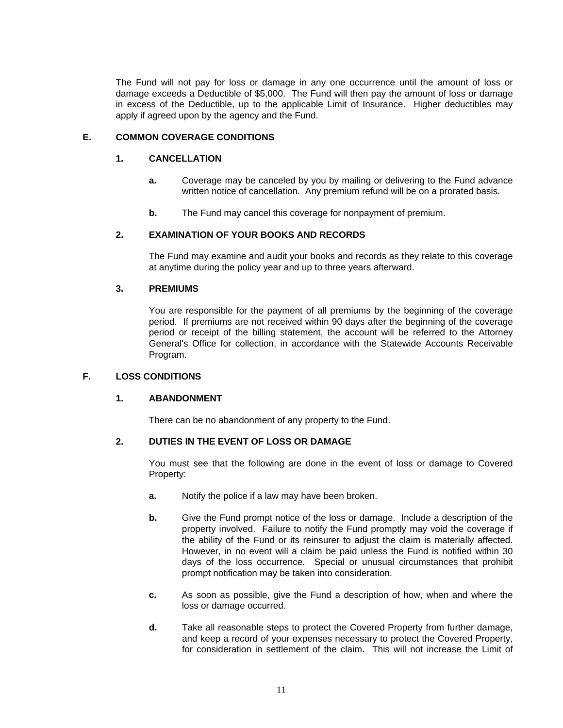The Fund will not pay for loss or damage in any one occurrence until the amount of loss or damage exceeds a Deductible of $5,000. The Fund will then pay the amount of loss or damage in excess of the Deductible, up to the applicable Limit of Insurance. Higher deductibles may apply if agreed upon by the agency and the Fund.

## E. COMMON COVERAGE CONDITIONS

### 1. CANCELLATION

**a.** Coverage may be canceled by you by mailing or delivering to the Fund advance written notice of cancellation. Any premium refund will be on a prorated basis.

**b.** The Fund may cancel this coverage for nonpayment of premium.

### 2. EXAMINATION OF YOUR BOOKS AND RECORDS

The Fund may examine and audit your books and records as they relate to this coverage at anytime during the policy year and up to three years afterward.

### 3. PREMIUMS

You are responsible for the payment of all premiums by the beginning of the coverage period. If premiums are not received within 90 days after the beginning of the coverage period or receipt of the billing statement, the account will be referred to the Attorney General's Office for collection, in accordance with the Statewide Accounts Receivable Program.

## F. LOSS CONDITIONS

### 1. ABANDONMENT

There can be no abandonment of any property to the Fund.

### 2. DUTIES IN THE EVENT OF LOSS OR DAMAGE

You must see that the following are done in the event of loss or damage to Covered Property:

**a.** Notify the police if a law may have been broken.

**b.** Give the Fund prompt notice of the loss or damage. Include a description of the property involved. Failure to notify the Fund promptly may void the coverage if the ability of the Fund or its reinsurer to adjust the claim is materially affected. However, in no event will a claim be paid unless the Fund is notified within 30 days of the loss occurrence. Special or unusual circumstances that prohibit prompt notification may be taken into consideration.

**c.** As soon as possible, give the Fund a description of how, when and where the loss or damage occurred.

**d.** Take all reasonable steps to protect the Covered Property from further damage, and keep a record of your expenses necessary to protect the Covered Property, for consideration in settlement of the claim. This will not increase the Limit of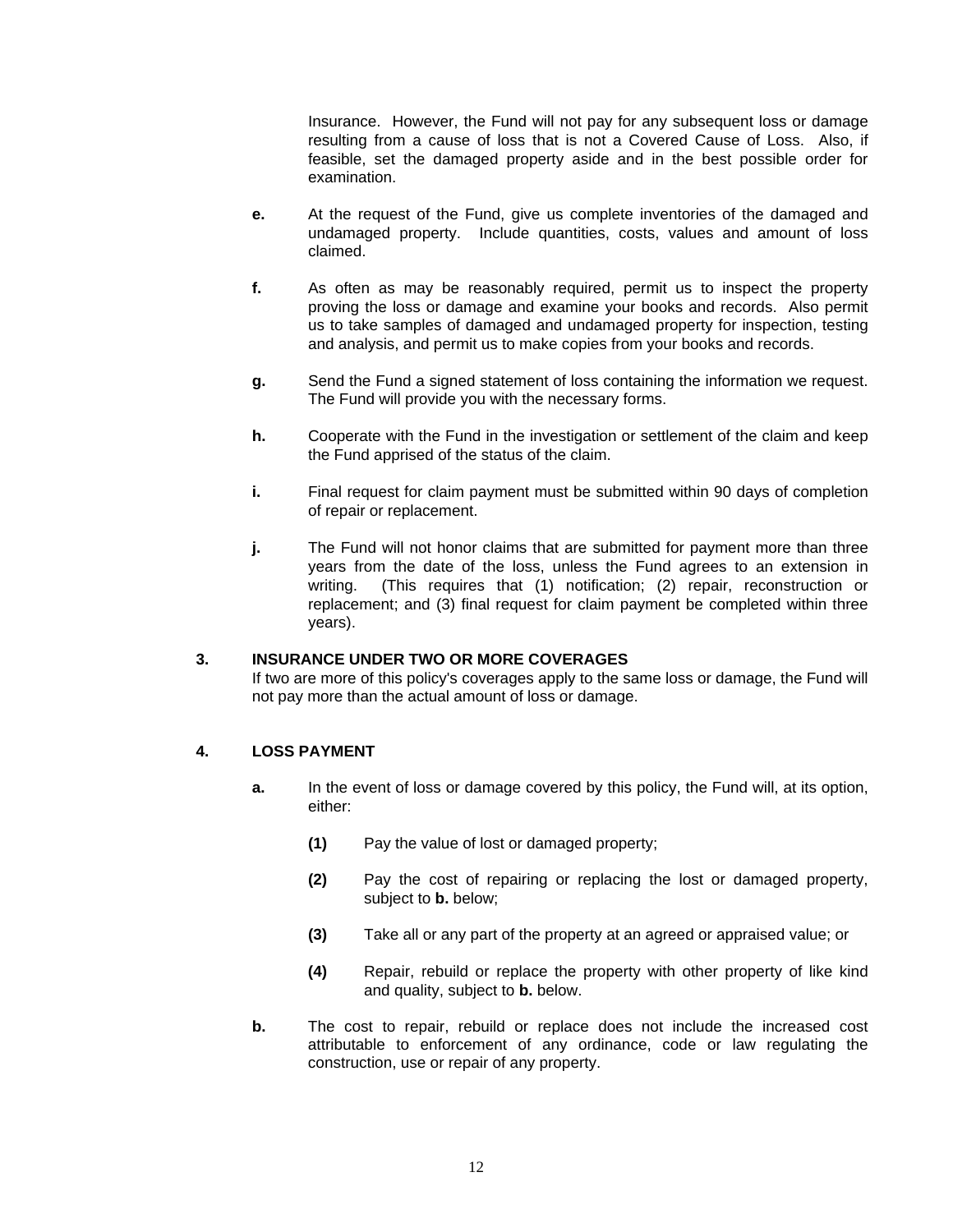Insurance. However, the Fund will not pay for any subsequent loss or damage resulting from a cause of loss that is not a Covered Cause of Loss. Also, if feasible, set the damaged property aside and in the best possible order for examination.

**e.** At the request of the Fund, give us complete inventories of the damaged and undamaged property. Include quantities, costs, values and amount of loss claimed.

**f.** As often as may be reasonably required, permit us to inspect the property proving the loss or damage and examine your books and records. Also permit us to take samples of damaged and undamaged property for inspection, testing and analysis, and permit us to make copies from your books and records.

**g.** Send the Fund a signed statement of loss containing the information we request. The Fund will provide you with the necessary forms.

**h.** Cooperate with the Fund in the investigation or settlement of the claim and keep the Fund apprised of the status of the claim.

**i.** Final request for claim payment must be submitted within 90 days of completion of repair or replacement.

**j.** The Fund will not honor claims that are submitted for payment more than three years from the date of the loss, unless the Fund agrees to an extension in writing. (This requires that (1) notification; (2) repair, reconstruction or replacement; and (3) final request for claim payment be completed within three years).

**3. INSURANCE UNDER TWO OR MORE COVERAGES**

If two are more of this policy's coverages apply to the same loss or damage, the Fund will not pay more than the actual amount of loss or damage.

**4. LOSS PAYMENT**

**a.** In the event of loss or damage covered by this policy, the Fund will, at its option, either:

**(1)** Pay the value of lost or damaged property;

**(2)** Pay the cost of repairing or replacing the lost or damaged property, subject to **b.** below;

**(3)** Take all or any part of the property at an agreed or appraised value; or

**(4)** Repair, rebuild or replace the property with other property of like kind and quality, subject to **b.** below.

**b.** The cost to repair, rebuild or replace does not include the increased cost attributable to enforcement of any ordinance, code or law regulating the construction, use or repair of any property.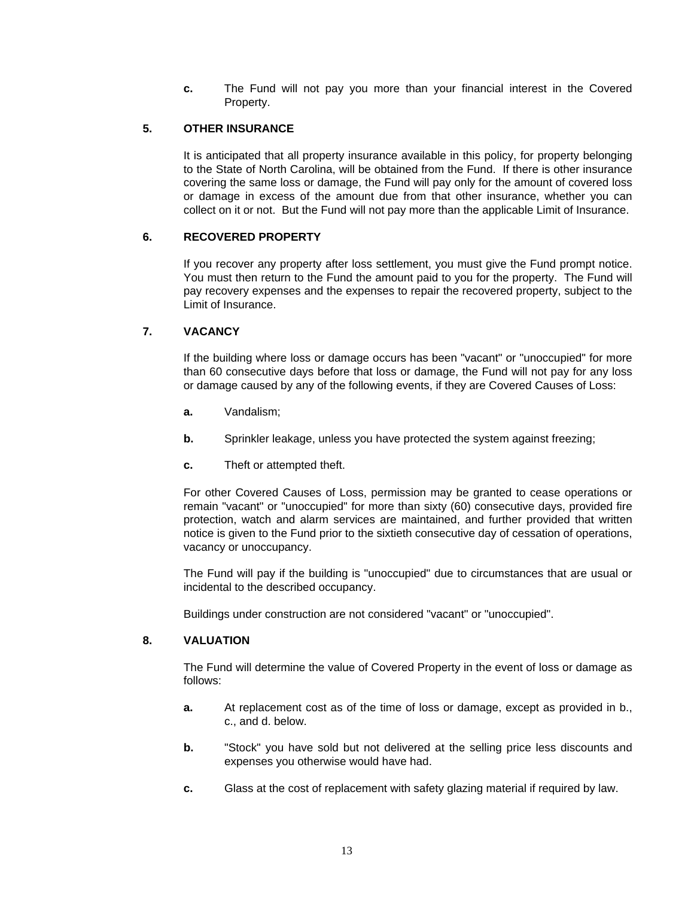**c.** The Fund will not pay you more than your financial interest in the Covered Property.

### 5. OTHER INSURANCE

It is anticipated that all property insurance available in this policy, for property belonging to the State of North Carolina, will be obtained from the Fund. If there is other insurance covering the same loss or damage, the Fund will pay only for the amount of covered loss or damage in excess of the amount due from that other insurance, whether you can collect on it or not. But the Fund will not pay more than the applicable Limit of Insurance.

### 6. RECOVERED PROPERTY

If you recover any property after loss settlement, you must give the Fund prompt notice. You must then return to the Fund the amount paid to you for the property. The Fund will pay recovery expenses and the expenses to repair the recovered property, subject to the Limit of Insurance.

### 7. VACANCY

If the building where loss or damage occurs has been "vacant" or "unoccupied" for more than 60 consecutive days before that loss or damage, the Fund will not pay for any loss or damage caused by any of the following events, if they are Covered Causes of Loss:

**a.** Vandalism;

**b.** Sprinkler leakage, unless you have protected the system against freezing;

**c.** Theft or attempted theft.

For other Covered Causes of Loss, permission may be granted to cease operations or remain "vacant" or "unoccupied" for more than sixty (60) consecutive days, provided fire protection, watch and alarm services are maintained, and further provided that written notice is given to the Fund prior to the sixtieth consecutive day of cessation of operations, vacancy or unoccupancy.

The Fund will pay if the building is "unoccupied" due to circumstances that are usual or incidental to the described occupancy.

Buildings under construction are not considered "vacant" or "unoccupied".

### 8. VALUATION

The Fund will determine the value of Covered Property in the event of loss or damage as follows:

**a.** At replacement cost as of the time of loss or damage, except as provided in b., c., and d. below.

**b.** "Stock" you have sold but not delivered at the selling price less discounts and expenses you otherwise would have had.

**c.** Glass at the cost of replacement with safety glazing material if required by law.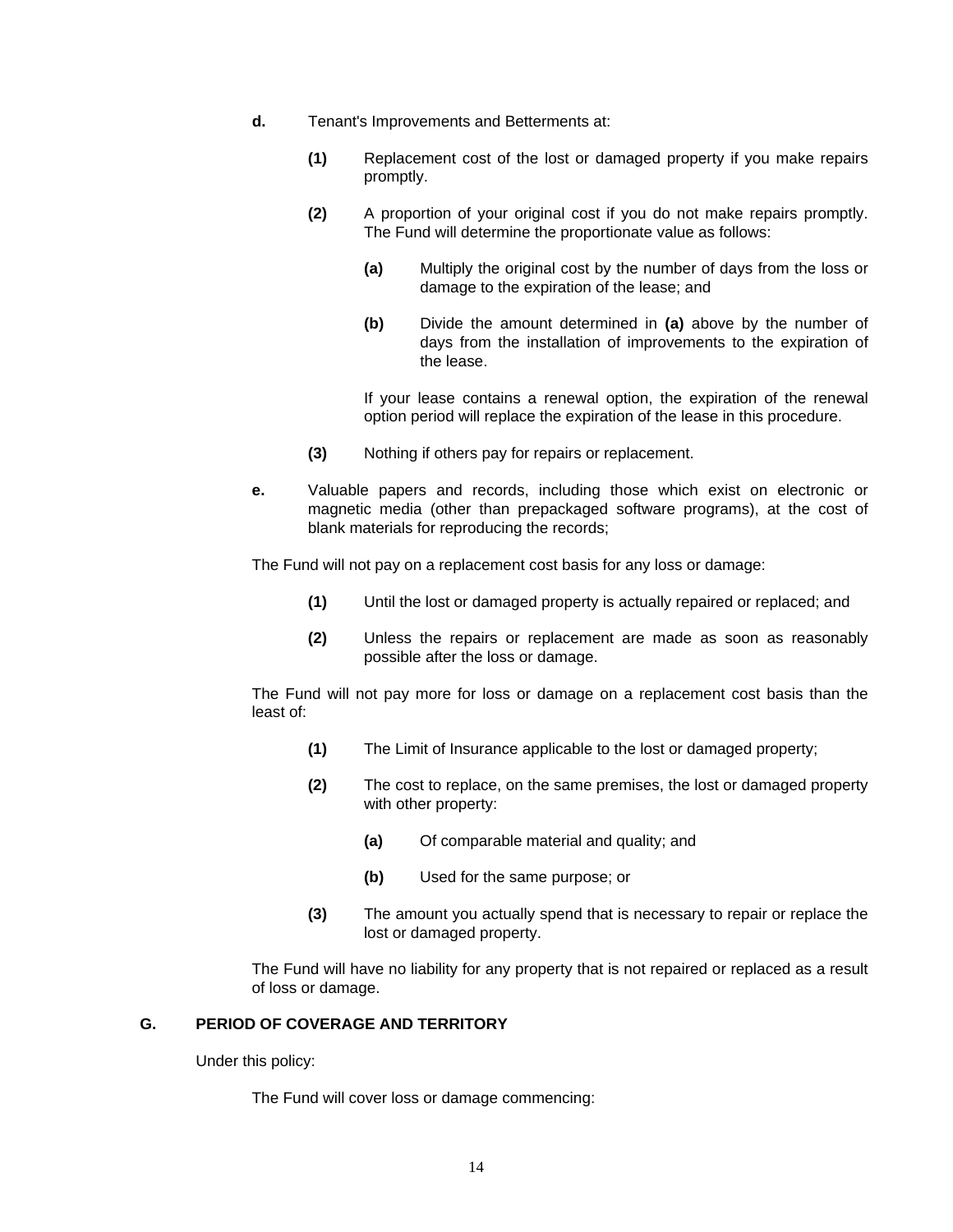**d.** Tenant's Improvements and Betterments at:

- **(1)** Replacement cost of the lost or damaged property if you make repairs promptly.

- **(2)** A proportion of your original cost if you do not make repairs promptly. The Fund will determine the proportionate value as follows:

  - **(a)** Multiply the original cost by the number of days from the loss or damage to the expiration of the lease; and

  - **(b)** Divide the amount determined in **(a)** above by the number of days from the installation of improvements to the expiration of the lease.

  If your lease contains a renewal option, the expiration of the renewal option period will replace the expiration of the lease in this procedure.

- **(3)** Nothing if others pay for repairs or replacement.

**e.** Valuable papers and records, including those which exist on electronic or magnetic media (other than prepackaged software programs), at the cost of blank materials for reproducing the records;

The Fund will not pay on a replacement cost basis for any loss or damage:

- **(1)** Until the lost or damaged property is actually repaired or replaced; and

- **(2)** Unless the repairs or replacement are made as soon as reasonably possible after the loss or damage.

The Fund will not pay more for loss or damage on a replacement cost basis than the least of:

- **(1)** The Limit of Insurance applicable to the lost or damaged property;

- **(2)** The cost to replace, on the same premises, the lost or damaged property with other property:

  - **(a)** Of comparable material and quality; and

  - **(b)** Used for the same purpose; or

- **(3)** The amount you actually spend that is necessary to repair or replace the lost or damaged property.

The Fund will have no liability for any property that is not repaired or replaced as a result of loss or damage.

## G. PERIOD OF COVERAGE AND TERRITORY

Under this policy:

The Fund will cover loss or damage commencing: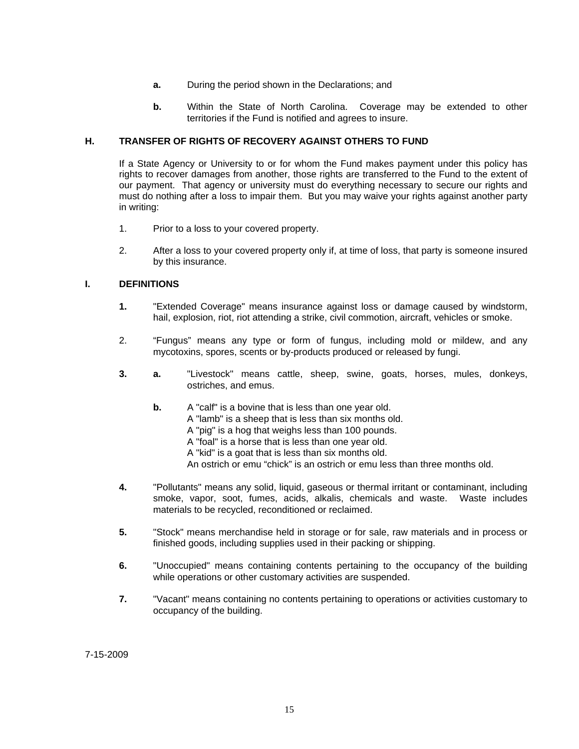**a.** During the period shown in the Declarations; and

**b.** Within the State of North Carolina. Coverage may be extended to other territories if the Fund is notified and agrees to insure.

## H. TRANSFER OF RIGHTS OF RECOVERY AGAINST OTHERS TO FUND

If a State Agency or University to or for whom the Fund makes payment under this policy has rights to recover damages from another, those rights are transferred to the Fund to the extent of our payment. That agency or university must do everything necessary to secure our rights and must do nothing after a loss to impair them. But you may waive your rights against another party in writing:

1. Prior to a loss to your covered property.

2. After a loss to your covered property only if, at time of loss, that party is someone insured by this insurance.

## I. DEFINITIONS

**1.** "Extended Coverage" means insurance against loss or damage caused by windstorm, hail, explosion, riot, riot attending a strike, civil commotion, aircraft, vehicles or smoke.

2. "Fungus" means any type or form of fungus, including mold or mildew, and any mycotoxins, spores, scents or by-products produced or released by fungi.

**3.** **a.** "Livestock" means cattle, sheep, swine, goats, horses, mules, donkeys, ostriches, and emus.

**b.** A "calf" is a bovine that is less than one year old.
A "lamb" is a sheep that is less than six months old.
A "pig" is a hog that weighs less than 100 pounds.
A "foal" is a horse that is less than one year old.
A "kid" is a goat that is less than six months old.
An ostrich or emu "chick" is an ostrich or emu less than three months old.

**4.** "Pollutants" means any solid, liquid, gaseous or thermal irritant or contaminant, including smoke, vapor, soot, fumes, acids, alkalis, chemicals and waste. Waste includes materials to be recycled, reconditioned or reclaimed.

**5.** "Stock" means merchandise held in storage or for sale, raw materials and in process or finished goods, including supplies used in their packing or shipping.

**6.** "Unoccupied" means containing contents pertaining to the occupancy of the building while operations or other customary activities are suspended.

**7.** "Vacant" means containing no contents pertaining to operations or activities customary to occupancy of the building.

7-15-2009